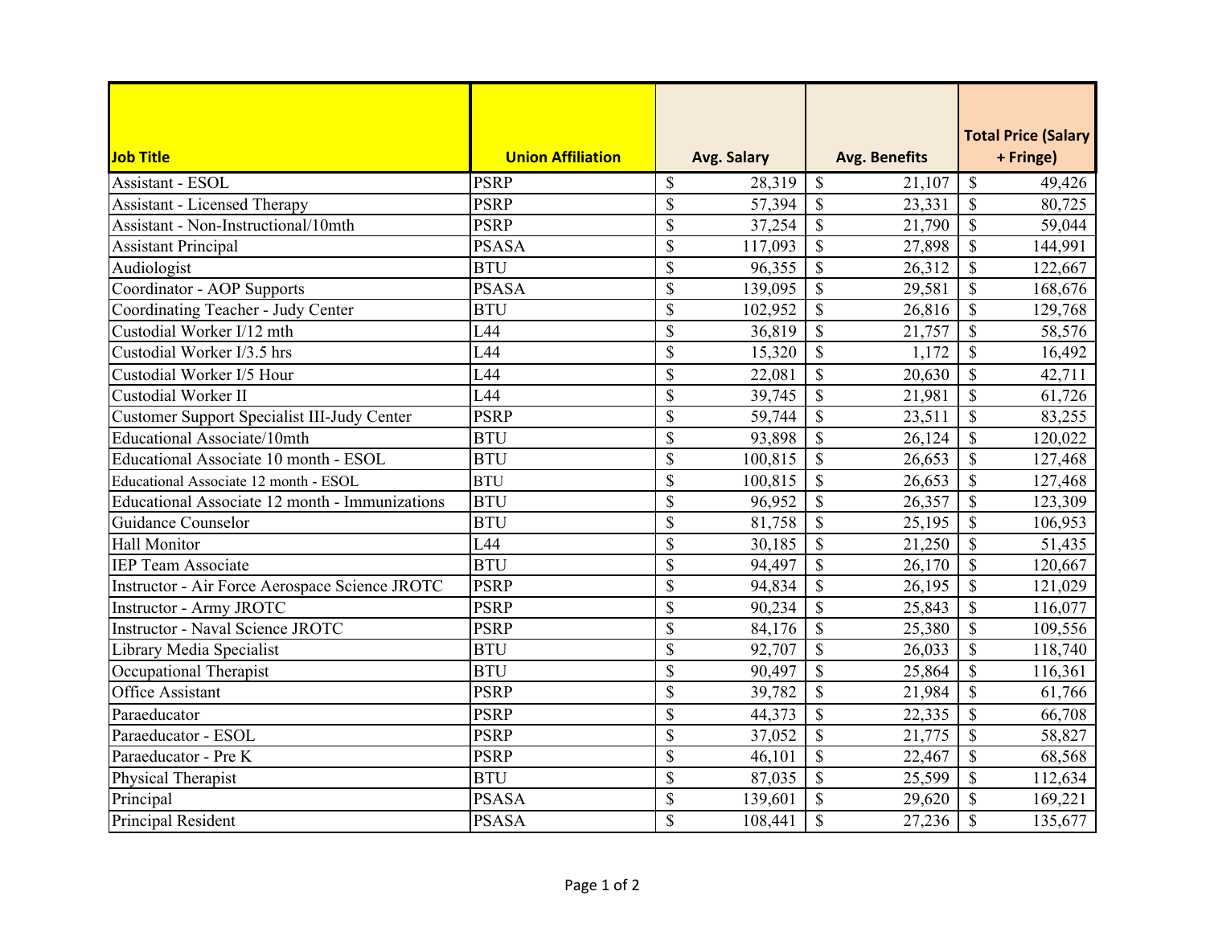| Job Title | Union Affiliation | Avg. Salary | Avg. Benefits | Total Price (Salary + Fringe) |
|---|---|---|---|---|
| Assistant - ESOL | PSRP | $ 28,319 | $ 21,107 | $ 49,426 |
| Assistant - Licensed Therapy | PSRP | $ 57,394 | $ 23,331 | $ 80,725 |
| Assistant - Non-Instructional/10mth | PSRP | $ 37,254 | $ 21,790 | $ 59,044 |
| Assistant Principal | PSASA | $ 117,093 | $ 27,898 | $ 144,991 |
| Audiologist | BTU | $ 96,355 | $ 26,312 | $ 122,667 |
| Coordinator - AOP Supports | PSASA | $ 139,095 | $ 29,581 | $ 168,676 |
| Coordinating Teacher - Judy Center | BTU | $ 102,952 | $ 26,816 | $ 129,768 |
| Custodial Worker I/12 mth | L44 | $ 36,819 | $ 21,757 | $ 58,576 |
| Custodial Worker I/3.5 hrs | L44 | $ 15,320 | $ 1,172 | $ 16,492 |
| Custodial Worker I/5 Hour | L44 | $ 22,081 | $ 20,630 | $ 42,711 |
| Custodial Worker II | L44 | $ 39,745 | $ 21,981 | $ 61,726 |
| Customer Support Specialist III-Judy Center | PSRP | $ 59,744 | $ 23,511 | $ 83,255 |
| Educational Associate/10mth | BTU | $ 93,898 | $ 26,124 | $ 120,022 |
| Educational Associate 10 month - ESOL | BTU | $ 100,815 | $ 26,653 | $ 127,468 |
| Educational Associate 12 month - ESOL | BTU | $ 100,815 | $ 26,653 | $ 127,468 |
| Educational Associate 12 month - Immunizations | BTU | $ 96,952 | $ 26,357 | $ 123,309 |
| Guidance Counselor | BTU | $ 81,758 | $ 25,195 | $ 106,953 |
| Hall Monitor | L44 | $ 30,185 | $ 21,250 | $ 51,435 |
| IEP Team Associate | BTU | $ 94,497 | $ 26,170 | $ 120,667 |
| Instructor - Air Force Aerospace Science JROTC | PSRP | $ 94,834 | $ 26,195 | $ 121,029 |
| Instructor - Army JROTC | PSRP | $ 90,234 | $ 25,843 | $ 116,077 |
| Instructor - Naval Science JROTC | PSRP | $ 84,176 | $ 25,380 | $ 109,556 |
| Library Media Specialist | BTU | $ 92,707 | $ 26,033 | $ 118,740 |
| Occupational Therapist | BTU | $ 90,497 | $ 25,864 | $ 116,361 |
| Office Assistant | PSRP | $ 39,782 | $ 21,984 | $ 61,766 |
| Paraeducator | PSRP | $ 44,373 | $ 22,335 | $ 66,708 |
| Paraeducator - ESOL | PSRP | $ 37,052 | $ 21,775 | $ 58,827 |
| Paraeducator - Pre K | PSRP | $ 46,101 | $ 22,467 | $ 68,568 |
| Physical Therapist | BTU | $ 87,035 | $ 25,599 | $ 112,634 |
| Principal | PSASA | $ 139,601 | $ 29,620 | $ 169,221 |
| Principal Resident | PSASA | $ 108,441 | $ 27,236 | $ 135,677 |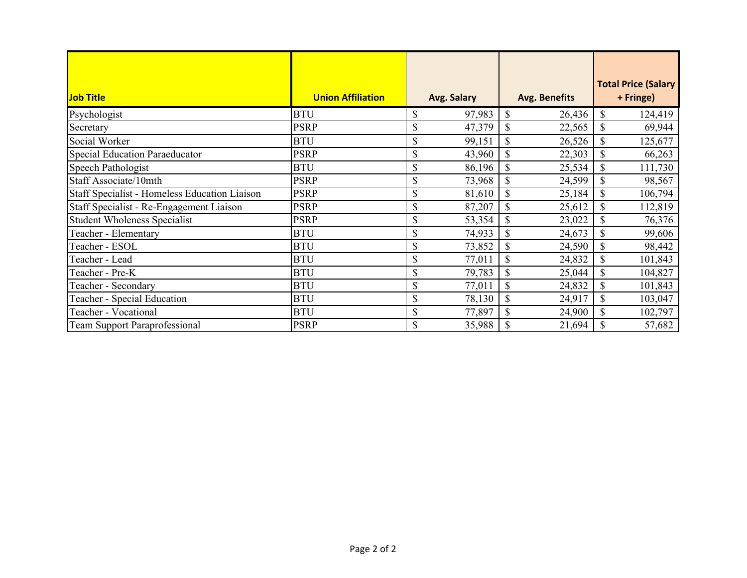| Job Title | Union Affiliation | Avg. Salary | Avg. Benefits | Total Price (Salary + Fringe) |
|---|---|---|---|---|
| Psychologist | BTU | $ 97,983 | $ 26,436 | $ 124,419 |
| Secretary | PSRP | $ 47,379 | $ 22,565 | $ 69,944 |
| Social Worker | BTU | $ 99,151 | $ 26,526 | $ 125,677 |
| Special Education Paraeducator | PSRP | $ 43,960 | $ 22,303 | $ 66,263 |
| Speech Pathologist | BTU | $ 86,196 | $ 25,534 | $ 111,730 |
| Staff Associate/10mth | PSRP | $ 73,968 | $ 24,599 | $ 98,567 |
| Staff Specialist - Homeless Education Liaison | PSRP | $ 81,610 | $ 25,184 | $ 106,794 |
| Staff Specialist - Re-Engagement Liaison | PSRP | $ 87,207 | $ 25,612 | $ 112,819 |
| Student Wholeness Specialist | PSRP | $ 53,354 | $ 23,022 | $ 76,376 |
| Teacher - Elementary | BTU | $ 74,933 | $ 24,673 | $ 99,606 |
| Teacher - ESOL | BTU | $ 73,852 | $ 24,590 | $ 98,442 |
| Teacher - Lead | BTU | $ 77,011 | $ 24,832 | $ 101,843 |
| Teacher - Pre-K | BTU | $ 79,783 | $ 25,044 | $ 104,827 |
| Teacher - Secondary | BTU | $ 77,011 | $ 24,832 | $ 101,843 |
| Teacher - Special Education | BTU | $ 78,130 | $ 24,917 | $ 103,047 |
| Teacher - Vocational | BTU | $ 77,897 | $ 24,900 | $ 102,797 |
| Team Support Paraprofessional | PSRP | $ 35,988 | $ 21,694 | $ 57,682 |